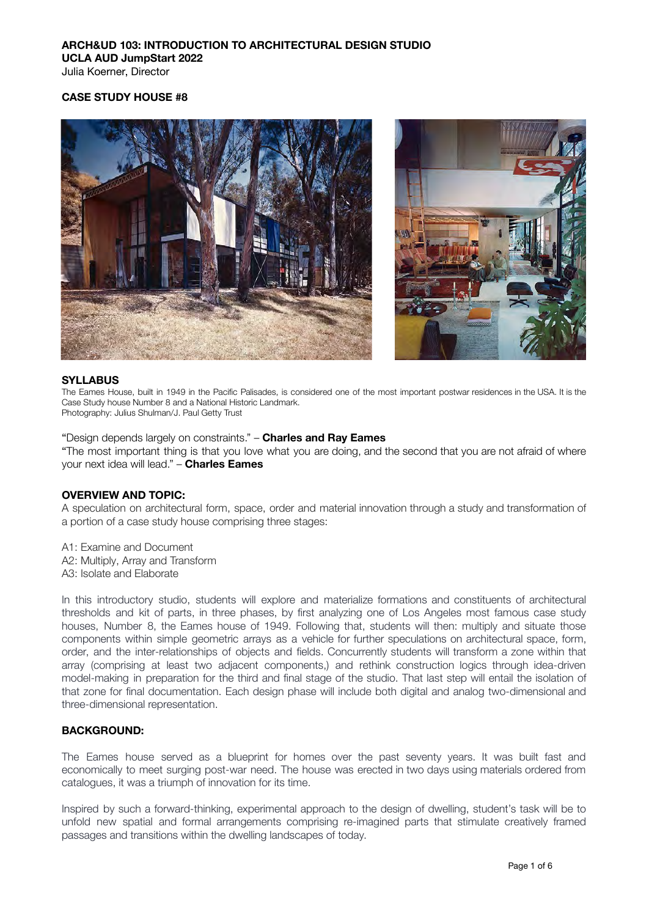**ARCH&UD 103: INTRODUCTION TO ARCHITECTURAL DESIGN STUDIO**
**UCLA AUD JumpStart 2022**
Julia Koerner, Director

**CASE STUDY HOUSE #8**

## SYLLABUS

The Eames House, built in 1949 in the Pacific Palisades, is considered one of the most important postwar residences in the USA. It is the Case Study house Number 8 and a National Historic Landmark.
Photography: Julius Shulman/J. Paul Getty Trust

"Design depends largely on constraints." – **Charles and Ray Eames**
"The most important thing is that you love what you are doing, and the second that you are not afraid of where your next idea will lead." – **Charles Eames**

## OVERVIEW AND TOPIC:

A speculation on architectural form, space, order and material innovation through a study and transformation of a portion of a case study house comprising three stages:

A1: Examine and Document
A2: Multiply, Array and Transform
A3: Isolate and Elaborate

In this introductory studio, students will explore and materialize formations and constituents of architectural thresholds and kit of parts, in three phases, by first analyzing one of Los Angeles most famous case study houses, Number 8, the Eames house of 1949. Following that, students will then: multiply and situate those components within simple geometric arrays as a vehicle for further speculations on architectural space, form, order, and the inter-relationships of objects and fields. Concurrently students will transform a zone within that array (comprising at least two adjacent components,) and rethink construction logics through idea-driven model-making in preparation for the third and final stage of the studio. That last step will entail the isolation of that zone for final documentation. Each design phase will include both digital and analog two-dimensional and three-dimensional representation.

## BACKGROUND:

The Eames house served as a blueprint for homes over the past seventy years. It was built fast and economically to meet surging post-war need. The house was erected in two days using materials ordered from catalogues, it was a triumph of innovation for its time.

Inspired by such a forward-thinking, experimental approach to the design of dwelling, student's task will be to unfold new spatial and formal arrangements comprising re-imagined parts that stimulate creatively framed passages and transitions within the dwelling landscapes of today.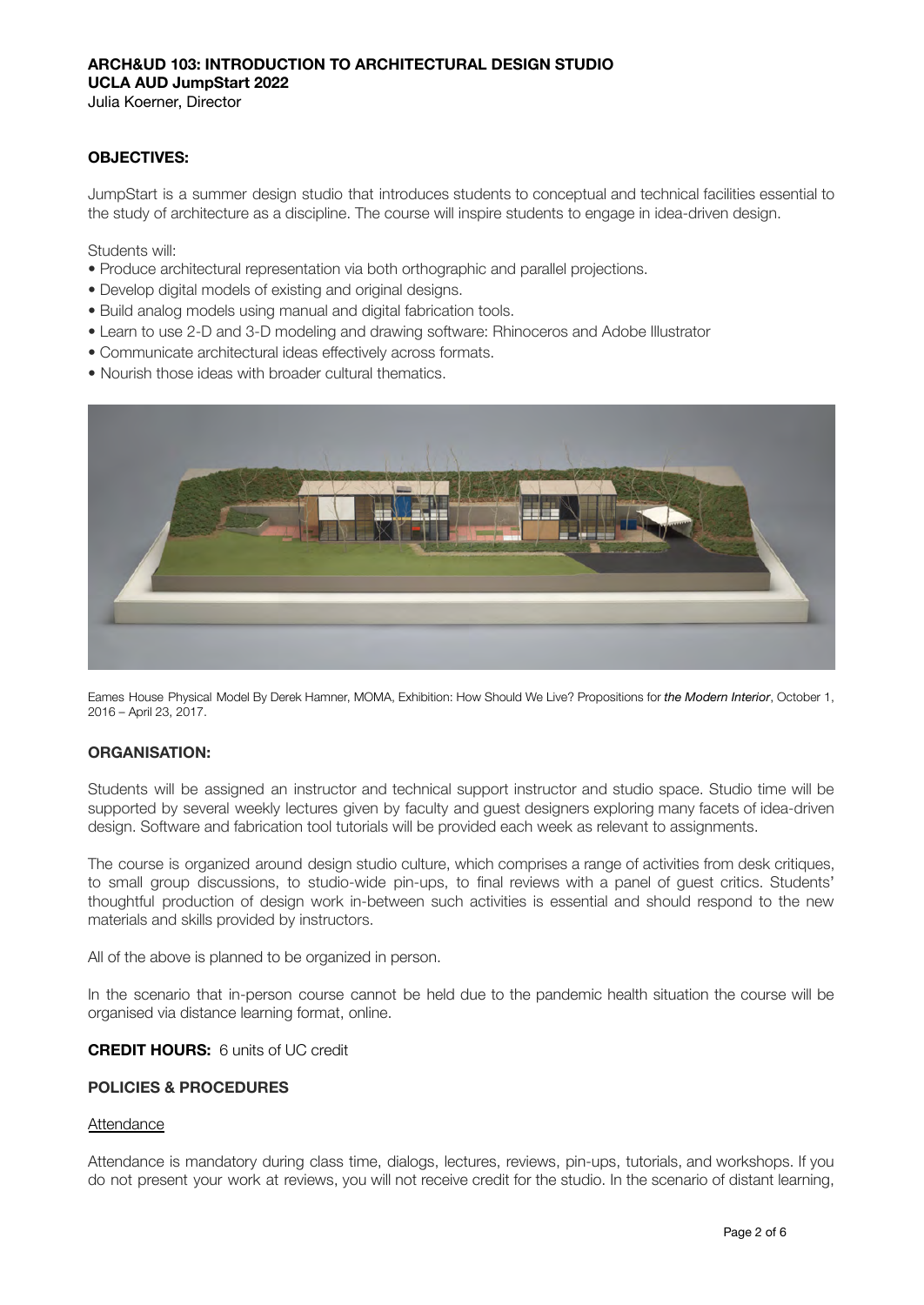**ARCH&UD 103: INTRODUCTION TO ARCHITECTURAL DESIGN STUDIO**
**UCLA AUD JumpStart 2022**
Julia Koerner, Director

## OBJECTIVES:

JumpStart is a summer design studio that introduces students to conceptual and technical facilities essential to the study of architecture as a discipline. The course will inspire students to engage in idea-driven design.

Students will:

- Produce architectural representation via both orthographic and parallel projections.
- Develop digital models of existing and original designs.
- Build analog models using manual and digital fabrication tools.
- Learn to use 2-D and 3-D modeling and drawing software: Rhinoceros and Adobe Illustrator
- Communicate architectural ideas effectively across formats.
- Nourish those ideas with broader cultural thematics.

Eames House Physical Model By Derek Hamner, MOMA, Exhibition: How Should We Live? Propositions for ***the Modern Interior***, October 1, 2016 – April 23, 2017.

## ORGANISATION:

Students will be assigned an instructor and technical support instructor and studio space. Studio time will be supported by several weekly lectures given by faculty and guest designers exploring many facets of idea-driven design. Software and fabrication tool tutorials will be provided each week as relevant to assignments.

The course is organized around design studio culture, which comprises a range of activities from desk critiques, to small group discussions, to studio-wide pin-ups, to final reviews with a panel of guest critics. Students' thoughtful production of design work in-between such activities is essential and should respond to the new materials and skills provided by instructors.

All of the above is planned to be organized in person.

In the scenario that in-person course cannot be held due to the pandemic health situation the course will be organised via distance learning format, online.

**CREDIT HOURS:** 6 units of UC credit

## POLICIES & PROCEDURES

Attendance

Attendance is mandatory during class time, dialogs, lectures, reviews, pin-ups, tutorials, and workshops. If you do not present your work at reviews, you will not receive credit for the studio. In the scenario of distant learning,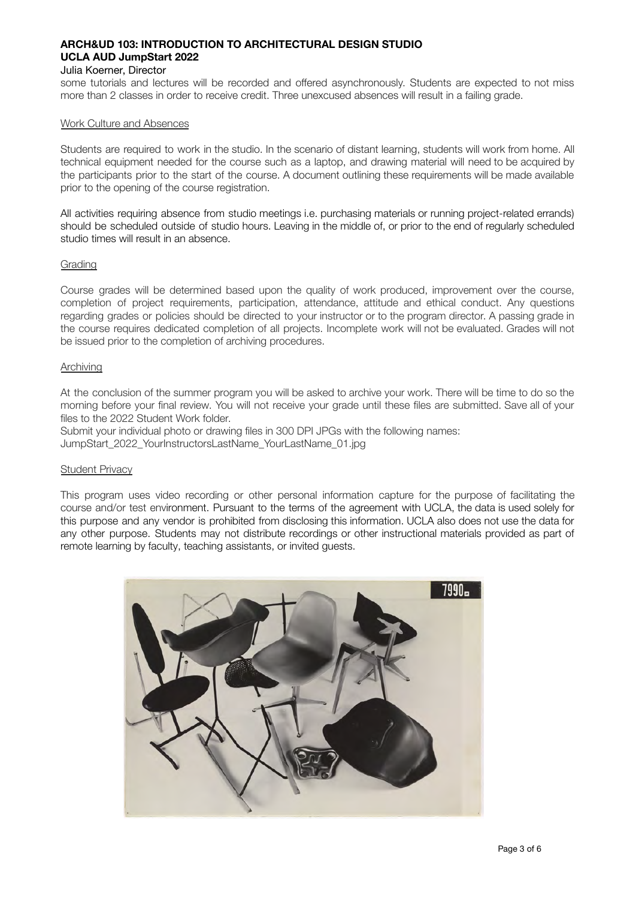some tutorials and lectures will be recorded and offered asynchronously. Students are expected to not miss more than 2 classes in order to receive credit. Three unexcused absences will result in a failing grade.

## Work Culture and Absences

Students are required to work in the studio. In the scenario of distant learning, students will work from home. All technical equipment needed for the course such as a laptop, and drawing material will need to be acquired by the participants prior to the start of the course. A document outlining these requirements will be made available prior to the opening of the course registration.

All activities requiring absence from studio meetings i.e. purchasing materials or running project-related errands) should be scheduled outside of studio hours. Leaving in the middle of, or prior to the end of regularly scheduled studio times will result in an absence.

## Grading

Course grades will be determined based upon the quality of work produced, improvement over the course, completion of project requirements, participation, attendance, attitude and ethical conduct. Any questions regarding grades or policies should be directed to your instructor or to the program director. A passing grade in the course requires dedicated completion of all projects. Incomplete work will not be evaluated. Grades will not be issued prior to the completion of archiving procedures.

## Archiving

At the conclusion of the summer program you will be asked to archive your work. There will be time to do so the morning before your final review. You will not receive your grade until these files are submitted. Save all of your files to the 2022 Student Work folder.

Submit your individual photo or drawing files in 300 DPI JPGs with the following names:
JumpStart_2022_YourInstructorsLastName_YourLastName_01.jpg

## Student Privacy

This program uses video recording or other personal information capture for the purpose of facilitating the course and/or test environment. Pursuant to the terms of the agreement with UCLA, the data is used solely for this purpose and any vendor is prohibited from disclosing this information. UCLA also does not use the data for any other purpose. Students may not distribute recordings or other instructional materials provided as part of remote learning by faculty, teaching assistants, or invited guests.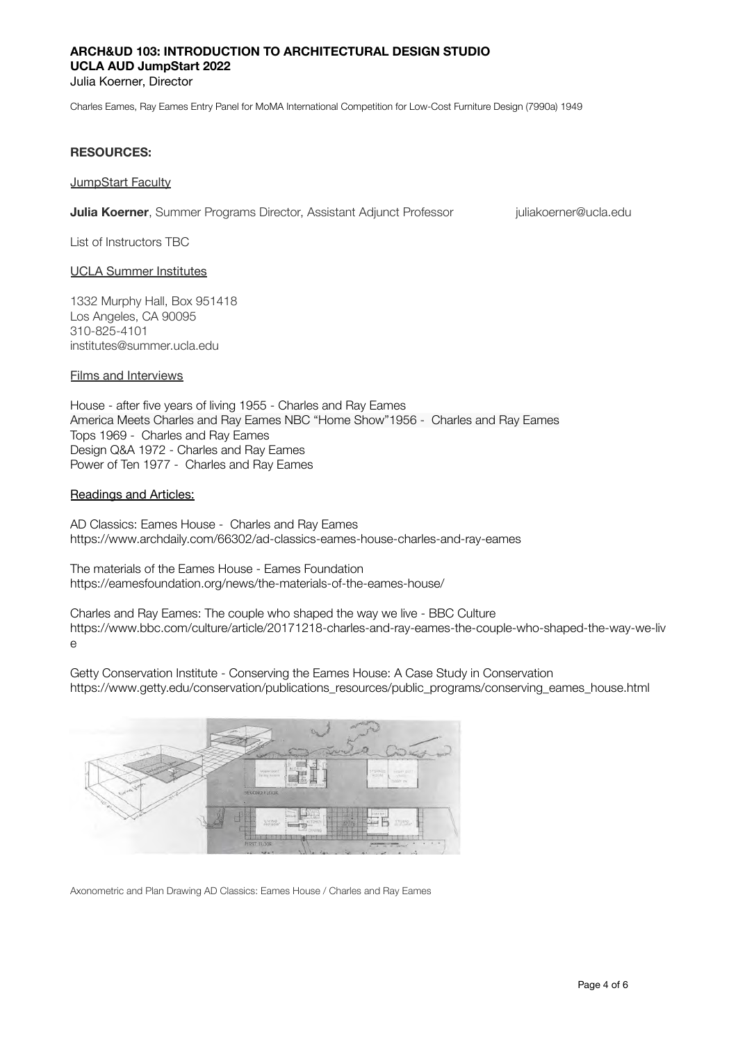Charles Eames, Ray Eames Entry Panel for MoMA International Competition for Low-Cost Furniture Design (7990a) 1949

**RESOURCES:**

JumpStart Faculty

**Julia Koerner**, Summer Programs Director, Assistant Adjunct Professor juliakoerner@ucla.edu

List of Instructors TBC

UCLA Summer Institutes

1332 Murphy Hall, Box 951418
Los Angeles, CA 90095
310-825-4101
institutes@summer.ucla.edu

Films and Interviews

House - after five years of living 1955 - Charles and Ray Eames
America Meets Charles and Ray Eames NBC "Home Show"1956 - Charles and Ray Eames
Tops 1969 - Charles and Ray Eames
Design Q&A 1972 - Charles and Ray Eames
Power of Ten 1977 - Charles and Ray Eames

Readings and Articles:

AD Classics: Eames House - Charles and Ray Eames
https://www.archdaily.com/66302/ad-classics-eames-house-charles-and-ray-eames

The materials of the Eames House - Eames Foundation
https://eamesfoundation.org/news/the-materials-of-the-eames-house/

Charles and Ray Eames: The couple who shaped the way we live - BBC Culture
https://www.bbc.com/culture/article/20171218-charles-and-ray-eames-the-couple-who-shaped-the-way-we-live

Getty Conservation Institute - Conserving the Eames House: A Case Study in Conservation
https://www.getty.edu/conservation/publications_resources/public_programs/conserving_eames_house.html

Axonometric and Plan Drawing AD Classics: Eames House / Charles and Ray Eames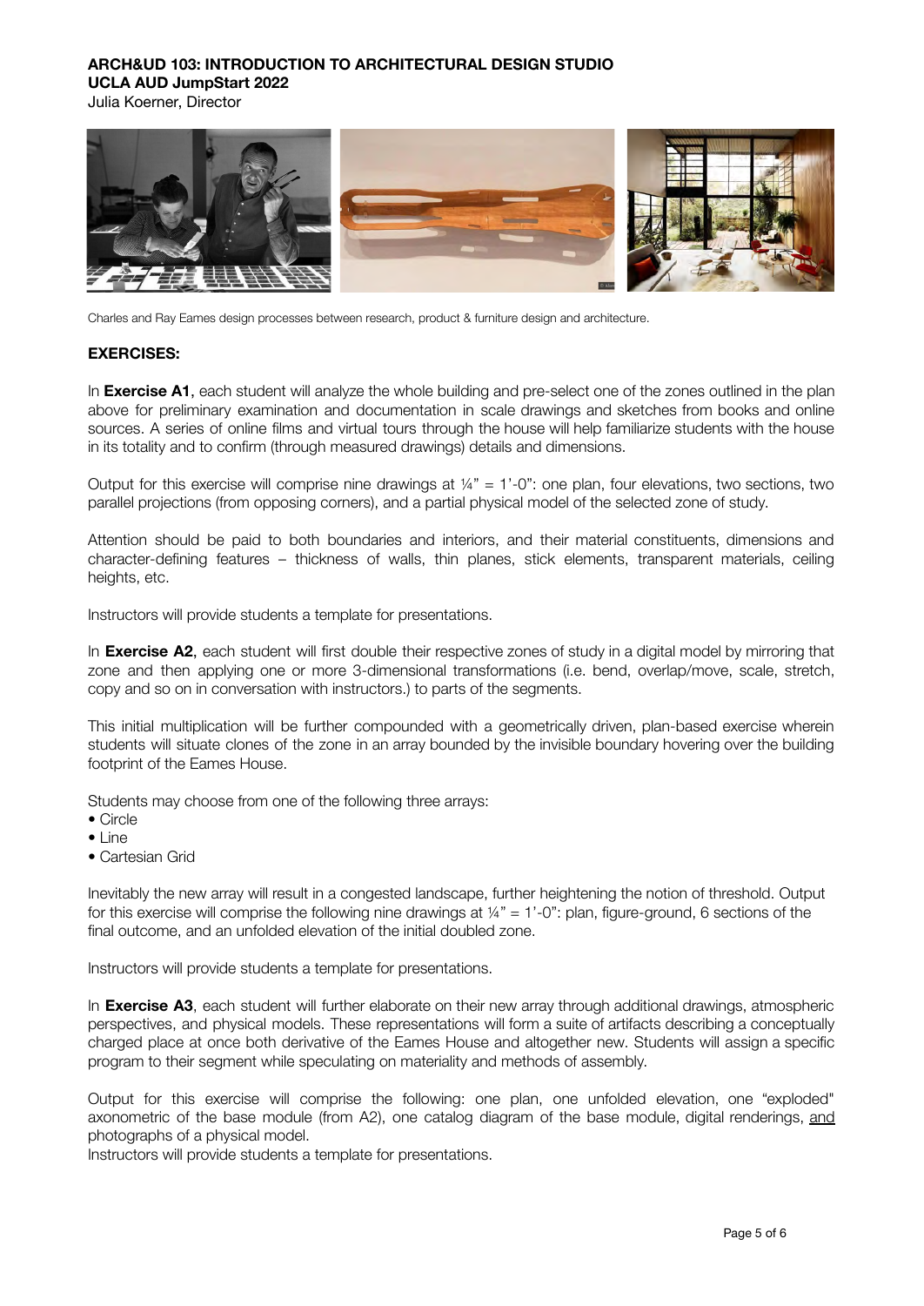**ARCH&UD 103: INTRODUCTION TO ARCHITECTURAL DESIGN STUDIO**
**UCLA AUD JumpStart 2022**
Julia Koerner, Director

Charles and Ray Eames design processes between research, product & furniture design and architecture.

### EXERCISES:

In **Exercise A1**, each student will analyze the whole building and pre-select one of the zones outlined in the plan above for preliminary examination and documentation in scale drawings and sketches from books and online sources. A series of online films and virtual tours through the house will help familiarize students with the house in its totality and to confirm (through measured drawings) details and dimensions.

Output for this exercise will comprise nine drawings at ¼" = 1'-0": one plan, four elevations, two sections, two parallel projections (from opposing corners), and a partial physical model of the selected zone of study.

Attention should be paid to both boundaries and interiors, and their material constituents, dimensions and character-defining features – thickness of walls, thin planes, stick elements, transparent materials, ceiling heights, etc.

Instructors will provide students a template for presentations.

In **Exercise A2**, each student will first double their respective zones of study in a digital model by mirroring that zone and then applying one or more 3-dimensional transformations (i.e. bend, overlap/move, scale, stretch, copy and so on in conversation with instructors.) to parts of the segments.

This initial multiplication will be further compounded with a geometrically driven, plan-based exercise wherein students will situate clones of the zone in an array bounded by the invisible boundary hovering over the building footprint of the Eames House.

Students may choose from one of the following three arrays:

- Circle
- Line
- Cartesian Grid

Inevitably the new array will result in a congested landscape, further heightening the notion of threshold. Output for this exercise will comprise the following nine drawings at ¼" = 1'-0": plan, figure-ground, 6 sections of the final outcome, and an unfolded elevation of the initial doubled zone.

Instructors will provide students a template for presentations.

In **Exercise A3**, each student will further elaborate on their new array through additional drawings, atmospheric perspectives, and physical models. These representations will form a suite of artifacts describing a conceptually charged place at once both derivative of the Eames House and altogether new. Students will assign a specific program to their segment while speculating on materiality and methods of assembly.

Output for this exercise will comprise the following: one plan, one unfolded elevation, one "exploded" axonometric of the base module (from A2), one catalog diagram of the base module, digital renderings, <u>and</u> photographs of a physical model.
Instructors will provide students a template for presentations.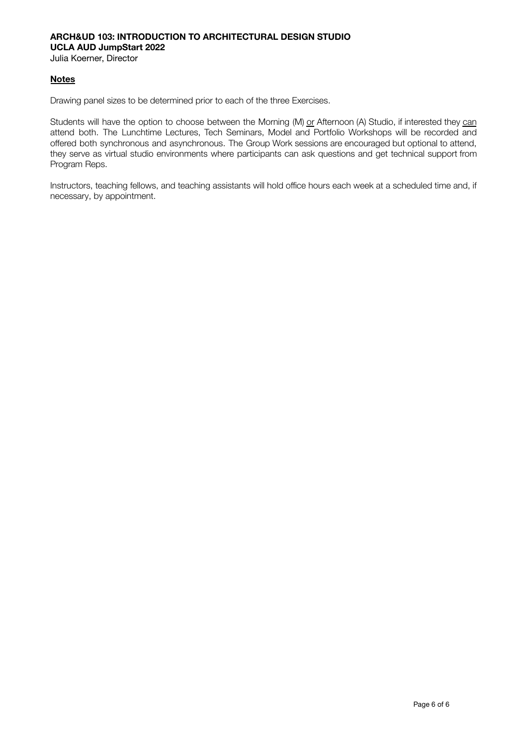## Notes

Drawing panel sizes to be determined prior to each of the three Exercises.

Students will have the option to choose between the Morning (M) <u>or</u> Afternoon (A) Studio, if interested they <u>can</u> attend both. The Lunchtime Lectures, Tech Seminars, Model and Portfolio Workshops will be recorded and offered both synchronous and asynchronous. The Group Work sessions are encouraged but optional to attend, they serve as virtual studio environments where participants can ask questions and get technical support from Program Reps.

Instructors, teaching fellows, and teaching assistants will hold office hours each week at a scheduled time and, if necessary, by appointment.